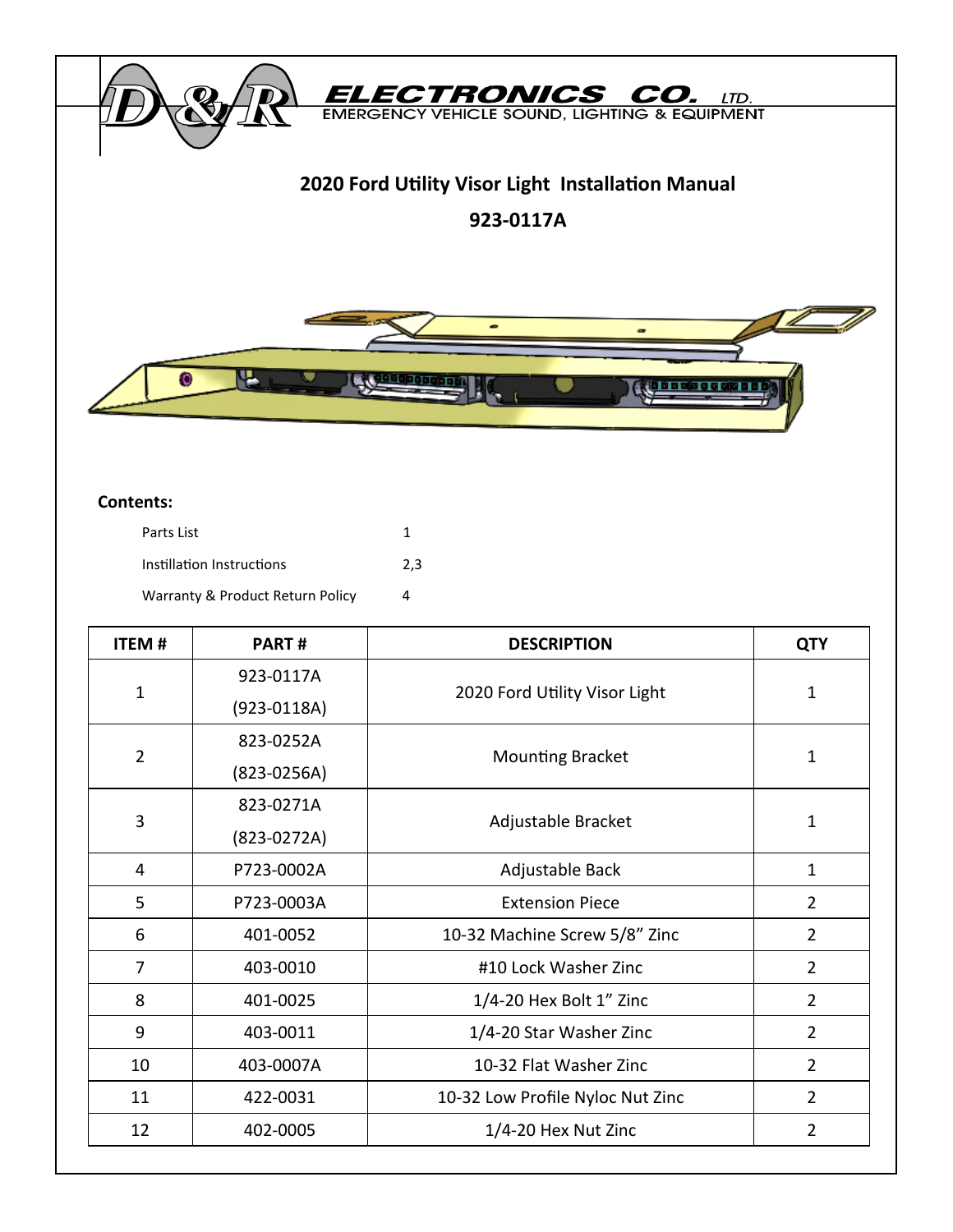D&R ELECTRONICS CO. LTD.
EMERGENCY VEHICLE SOUND, LIGHTING & EQUIPMENT

# 2020 Ford Utility Visor Light Installation Manual

## 923-0117A

**Contents:**

| | |
|---|---|
| Parts List | 1 |
| Instillation Instructions | 2,3 |
| Warranty & Product Return Policy | 4 |

| ITEM # | PART # | DESCRIPTION | QTY |
|---|---|---|---|
| 1 | 923-0117A (923-0118A) | 2020 Ford Utility Visor Light | 1 |
| 2 | 823-0252A (823-0256A) | Mounting Bracket | 1 |
| 3 | 823-0271A (823-0272A) | Adjustable Bracket | 1 |
| 4 | P723-0002A | Adjustable Back | 1 |
| 5 | P723-0003A | Extension Piece | 2 |
| 6 | 401-0052 | 10-32 Machine Screw 5/8" Zinc | 2 |
| 7 | 403-0010 | #10 Lock Washer Zinc | 2 |
| 8 | 401-0025 | 1/4-20 Hex Bolt 1" Zinc | 2 |
| 9 | 403-0011 | 1/4-20 Star Washer Zinc | 2 |
| 10 | 403-0007A | 10-32 Flat Washer Zinc | 2 |
| 11 | 422-0031 | 10-32 Low Profile Nyloc Nut Zinc | 2 |
| 12 | 402-0005 | 1/4-20 Hex Nut Zinc | 2 |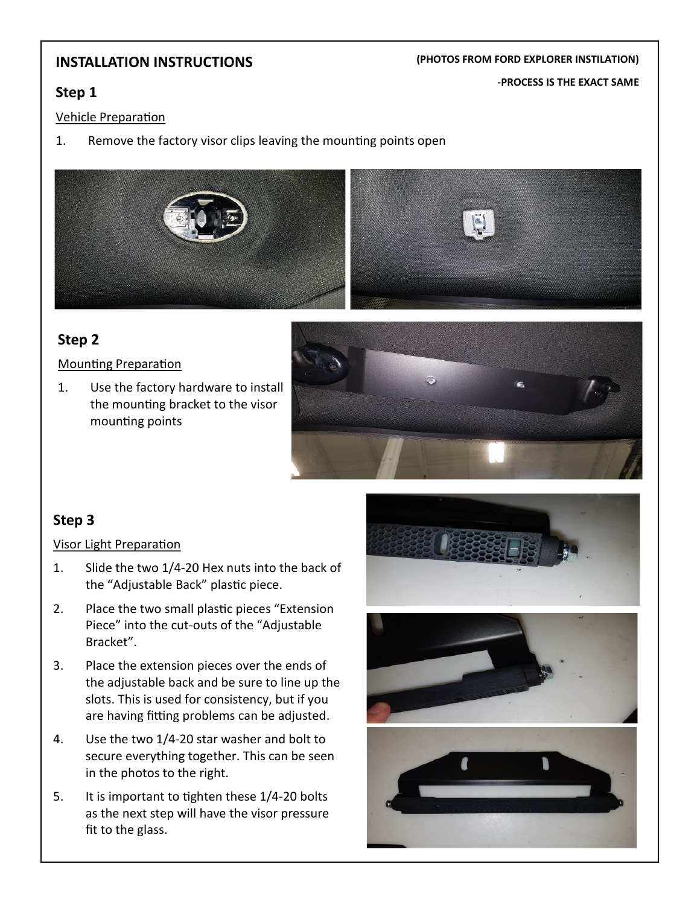## INSTALLATION INSTRUCTIONS

**(PHOTOS FROM FORD EXPLORER INSTILATION)**

**-PROCESS IS THE EXACT SAME**

### Step 1

Vehicle Preparation

1. Remove the factory visor clips leaving the mounting points open

### Step 2

Mounting Preparation

1. Use the factory hardware to install the mounting bracket to the visor mounting points

### Step 3

Visor Light Preparation

1. Slide the two 1/4-20 Hex nuts into the back of the "Adjustable Back" plastic piece.
2. Place the two small plastic pieces "Extension Piece" into the cut-outs of the "Adjustable Bracket".
3. Place the extension pieces over the ends of the adjustable back and be sure to line up the slots. This is used for consistency, but if you are having fitting problems can be adjusted.
4. Use the two 1/4-20 star washer and bolt to secure everything together. This can be seen in the photos to the right.
5. It is important to tighten these 1/4-20 bolts as the next step will have the visor pressure fit to the glass.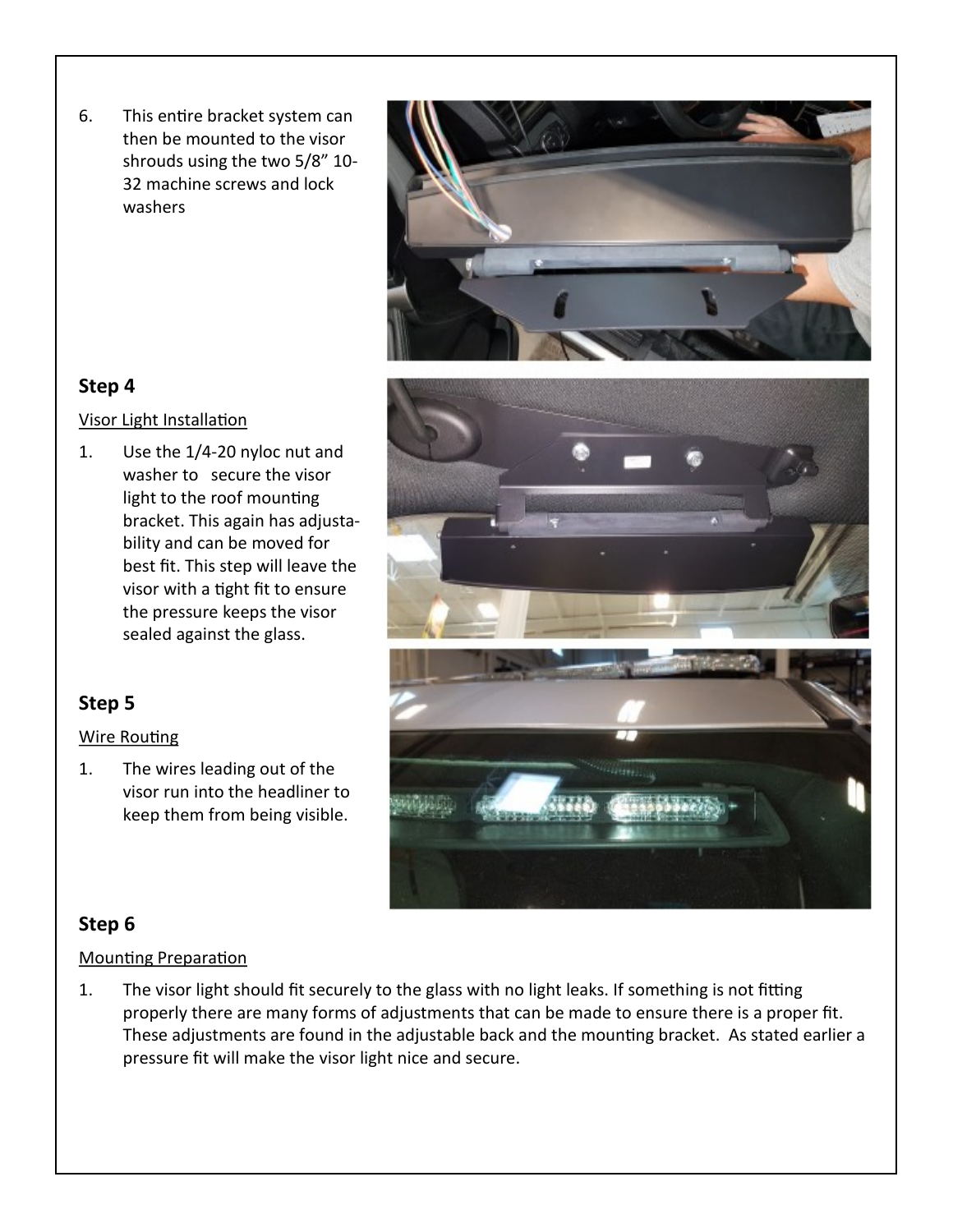6. This entire bracket system can then be mounted to the visor shrouds using the two 5/8" 10-32 machine screws and lock washers

## Step 4

Visor Light Installation

1. Use the 1/4-20 nyloc nut and washer to secure the visor light to the roof mounting bracket. This again has adjustability and can be moved for best fit. This step will leave the visor with a tight fit to ensure the pressure keeps the visor sealed against the glass.

## Step 5

Wire Routing

1. The wires leading out of the visor run into the headliner to keep them from being visible.

## Step 6

Mounting Preparation

1. The visor light should fit securely to the glass with no light leaks. If something is not fitting properly there are many forms of adjustments that can be made to ensure there is a proper fit. These adjustments are found in the adjustable back and the mounting bracket. As stated earlier a pressure fit will make the visor light nice and secure.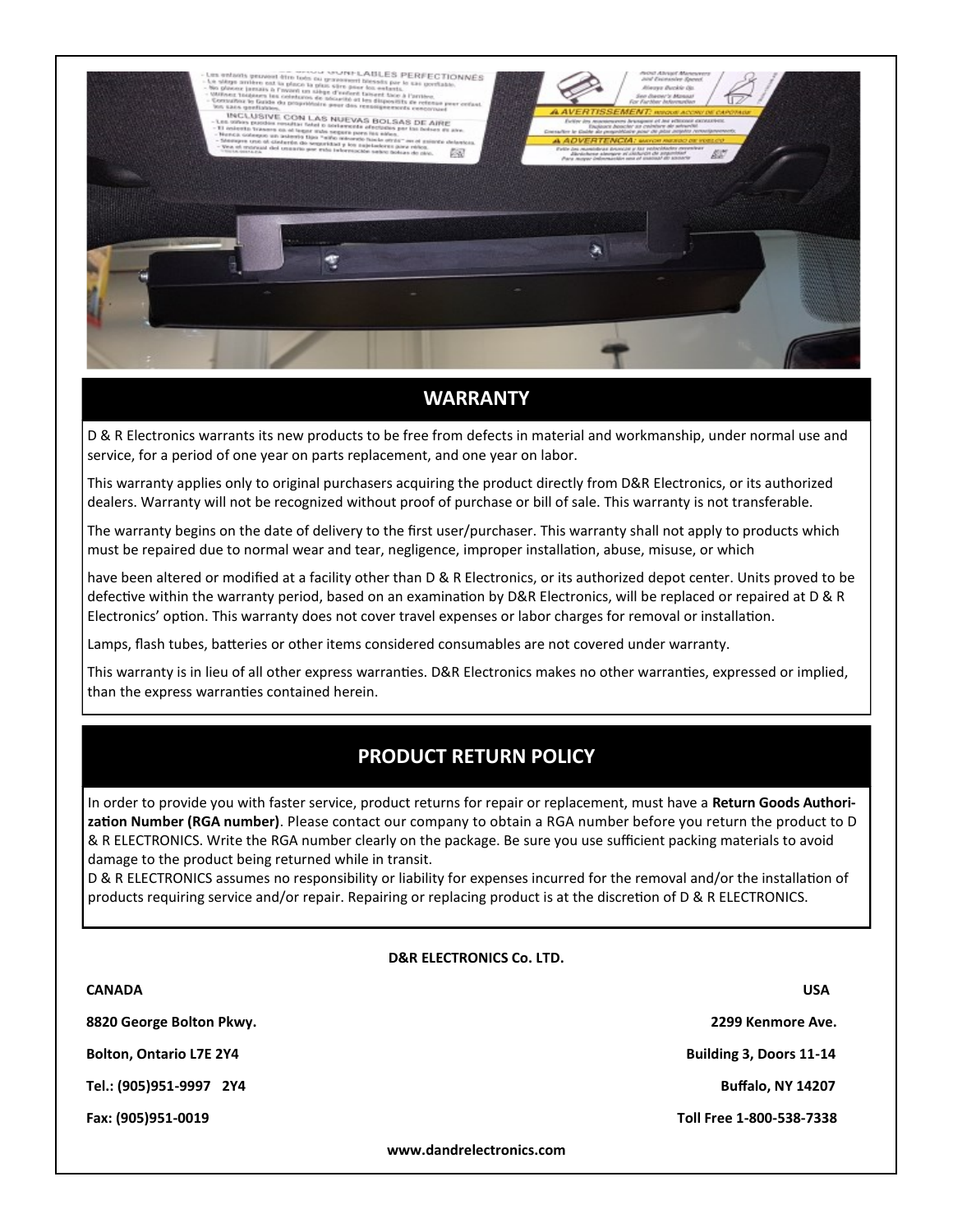## WARRANTY

D & R Electronics warrants its new products to be free from defects in material and workmanship, under normal use and service, for a period of one year on parts replacement, and one year on labor.

This warranty applies only to original purchasers acquiring the product directly from D&R Electronics, or its authorized dealers. Warranty will not be recognized without proof of purchase or bill of sale. This warranty is not transferable.

The warranty begins on the date of delivery to the first user/purchaser. This warranty shall not apply to products which must be repaired due to normal wear and tear, negligence, improper installation, abuse, misuse, or which

have been altered or modified at a facility other than D & R Electronics, or its authorized depot center. Units proved to be defective within the warranty period, based on an examination by D&R Electronics, will be replaced or repaired at D & R Electronics' option. This warranty does not cover travel expenses or labor charges for removal or installation.

Lamps, flash tubes, batteries or other items considered consumables are not covered under warranty.

This warranty is in lieu of all other express warranties. D&R Electronics makes no other warranties, expressed or implied, than the express warranties contained herein.

## PRODUCT RETURN POLICY

In order to provide you with faster service, product returns for repair or replacement, must have a **Return Goods Authorization Number (RGA number)**. Please contact our company to obtain a RGA number before you return the product to D & R ELECTRONICS. Write the RGA number clearly on the package. Be sure you use sufficient packing materials to avoid damage to the product being returned while in transit.
D & R ELECTRONICS assumes no responsibility or liability for expenses incurred for the removal and/or the installation of products requiring service and/or repair. Repairing or replacing product is at the discretion of D & R ELECTRONICS.

**D&R ELECTRONICS Co. LTD.**

**CANADA**

**8820 George Bolton Pkwy.**

**Bolton, Ontario L7E 2Y4**

**Tel.: (905)951-9997 2Y4**

**Fax: (905)951-0019**

**USA**

**2299 Kenmore Ave.**

**Building 3, Doors 11-14**

**Buffalo, NY 14207**

**Toll Free 1-800-538-7338**

**www.dandrelectronics.com**